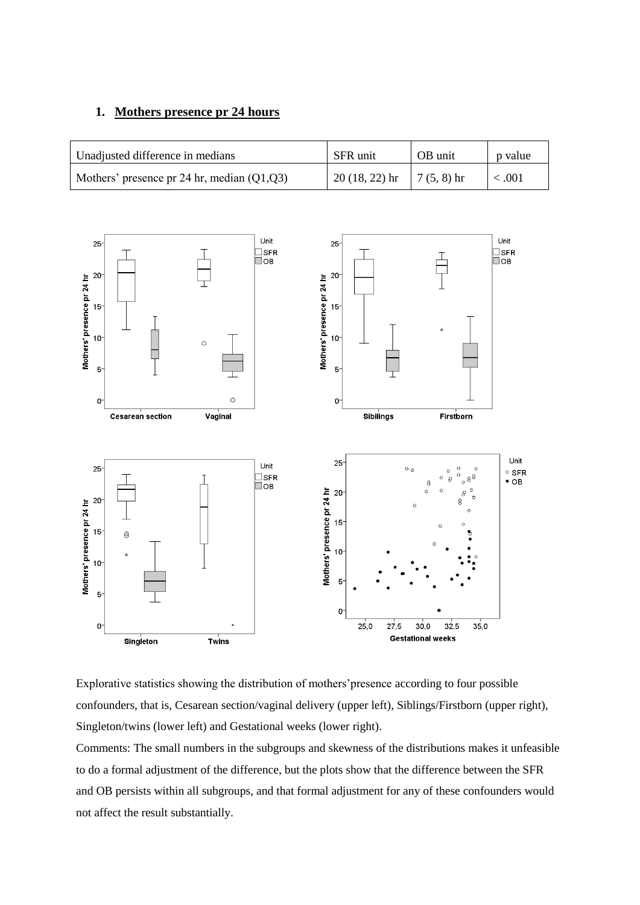## 1. Mothers presence pr 24 hours

| Unadjusted difference in medians | SFR unit | OB unit | p value |
|---|---|---|---|
| Mothers' presence pr 24 hr, median (Q1,Q3) | 20 (18, 22) hr | 7 (5, 8) hr | < .001 |

Explorative statistics showing the distribution of mothers'presence according to four possible confounders, that is, Cesarean section/vaginal delivery (upper left), Siblings/Firstborn (upper right), Singleton/twins (lower left) and Gestational weeks (lower right).

Comments: The small numbers in the subgroups and skewness of the distributions makes it unfeasible to do a formal adjustment of the difference, but the plots show that the difference between the SFR and OB persists within all subgroups, and that formal adjustment for any of these confounders would not affect the result substantially.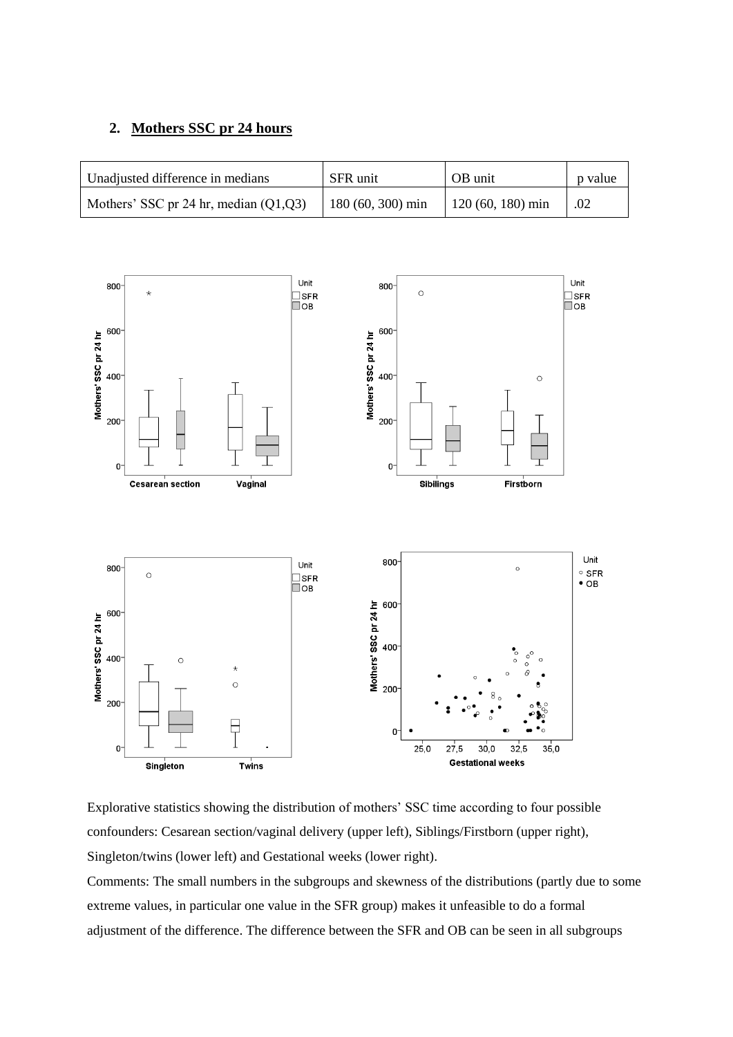## 2. Mothers SSC pr 24 hours

| Unadjusted difference in medians | SFR unit | OB unit | p value |
|---|---|---|---|
| Mothers' SSC pr 24 hr, median (Q1,Q3) | 180 (60, 300) min | 120 (60, 180) min | .02 |

Explorative statistics showing the distribution of mothers' SSC time according to four possible confounders: Cesarean section/vaginal delivery (upper left), Siblings/Firstborn (upper right), Singleton/twins (lower left) and Gestational weeks (lower right).

Comments: The small numbers in the subgroups and skewness of the distributions (partly due to some extreme values, in particular one value in the SFR group) makes it unfeasible to do a formal adjustment of the difference. The difference between the SFR and OB can be seen in all subgroups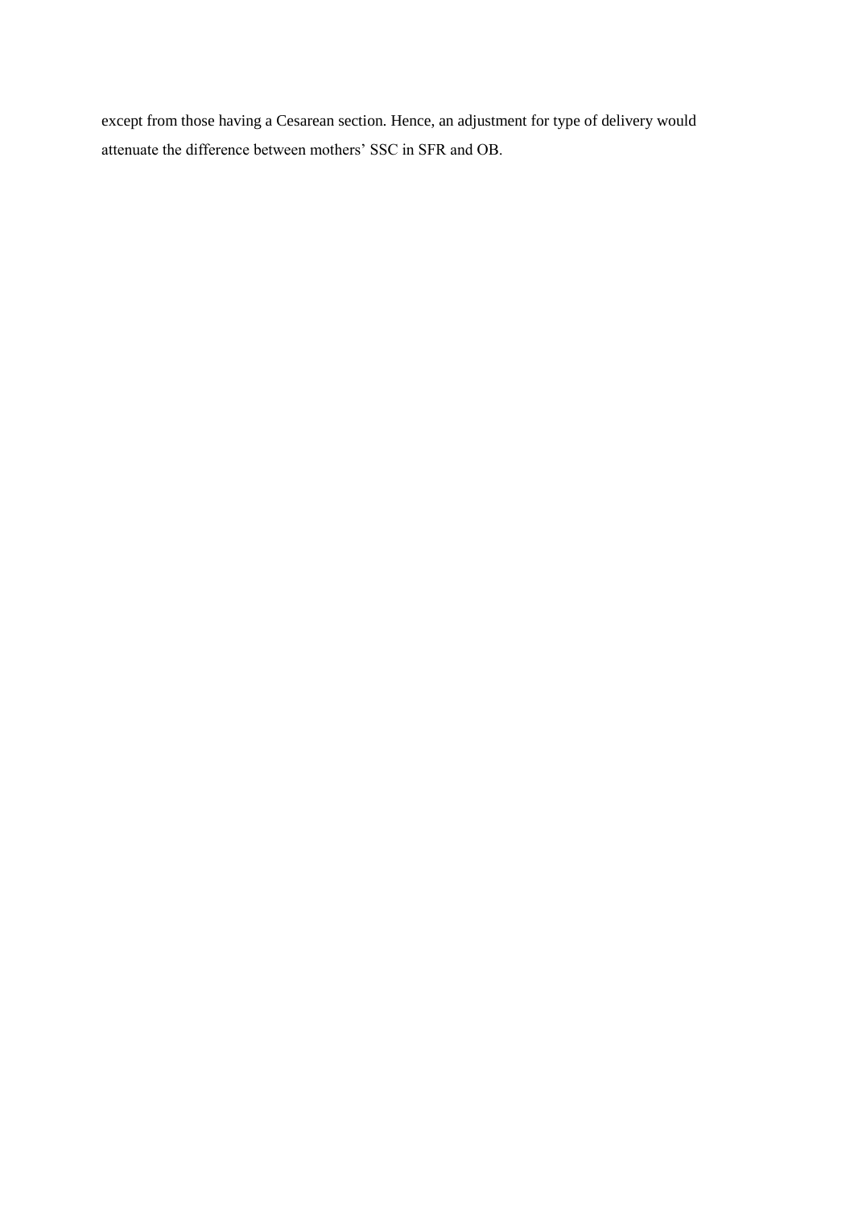except from those having a Cesarean section. Hence, an adjustment for type of delivery would attenuate the difference between mothers' SSC in SFR and OB.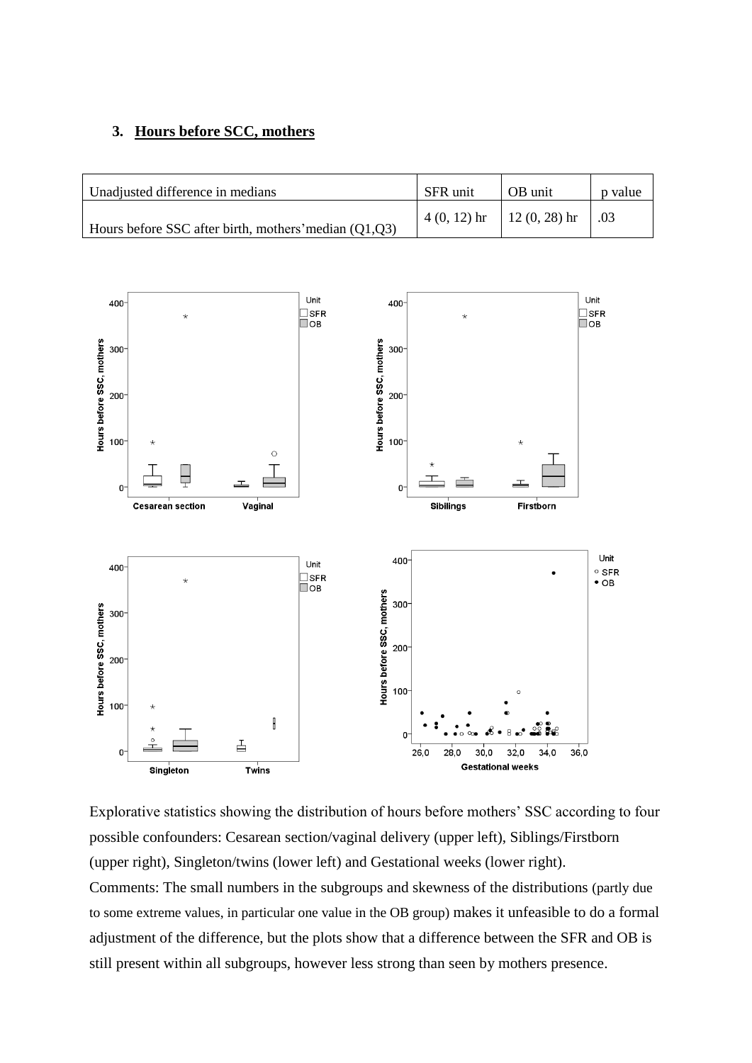### 3. Hours before SCC, mothers

| Unadjusted difference in medians | SFR unit | OB unit | p value |
| --- | --- | --- | --- |
| Hours before SSC after birth, mothers'median (Q1,Q3) | 4 (0, 12) hr | 12 (0, 28) hr | .03 |

Explorative statistics showing the distribution of hours before mothers' SSC according to four possible confounders: Cesarean section/vaginal delivery (upper left), Siblings/Firstborn (upper right), Singleton/twins (lower left) and Gestational weeks (lower right).

Comments: The small numbers in the subgroups and skewness of the distributions (partly due to some extreme values, in particular one value in the OB group) makes it unfeasible to do a formal adjustment of the difference, but the plots show that a difference between the SFR and OB is still present within all subgroups, however less strong than seen by mothers presence.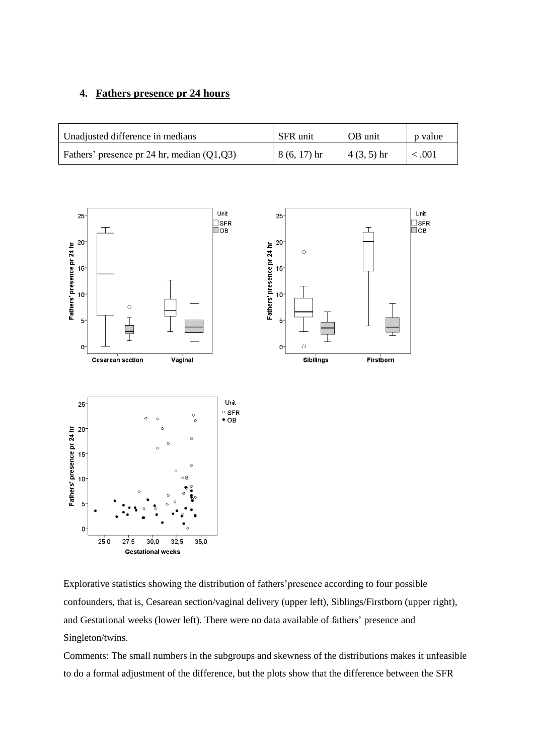## 4. Fathers presence pr 24 hours

| Unadjusted difference in medians | SFR unit | OB unit | p value |
| --- | --- | --- | --- |
| Fathers' presence pr 24 hr, median (Q1,Q3) | 8 (6, 17) hr | 4 (3, 5) hr | < .001 |

Explorative statistics showing the distribution of fathers'presence according to four possible confounders, that is, Cesarean section/vaginal delivery (upper left), Siblings/Firstborn (upper right), and Gestational weeks (lower left). There were no data available of fathers' presence and Singleton/twins.

Comments: The small numbers in the subgroups and skewness of the distributions makes it unfeasible to do a formal adjustment of the difference, but the plots show that the difference between the SFR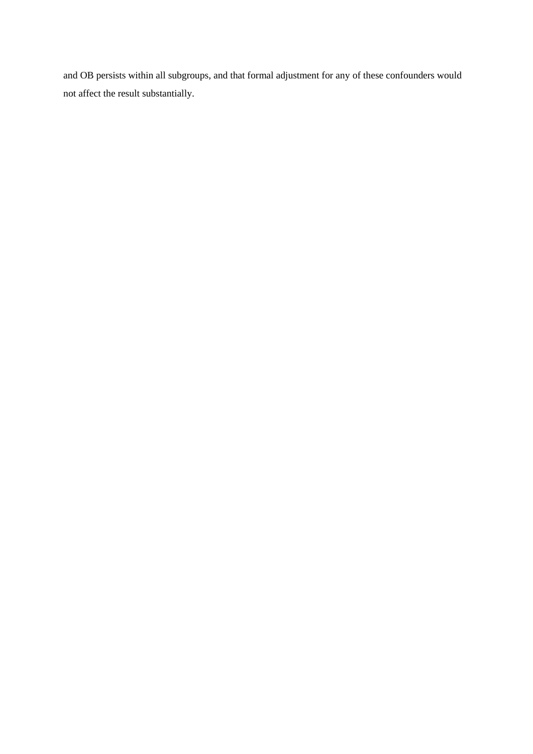and OB persists within all subgroups, and that formal adjustment for any of these confounders would not affect the result substantially.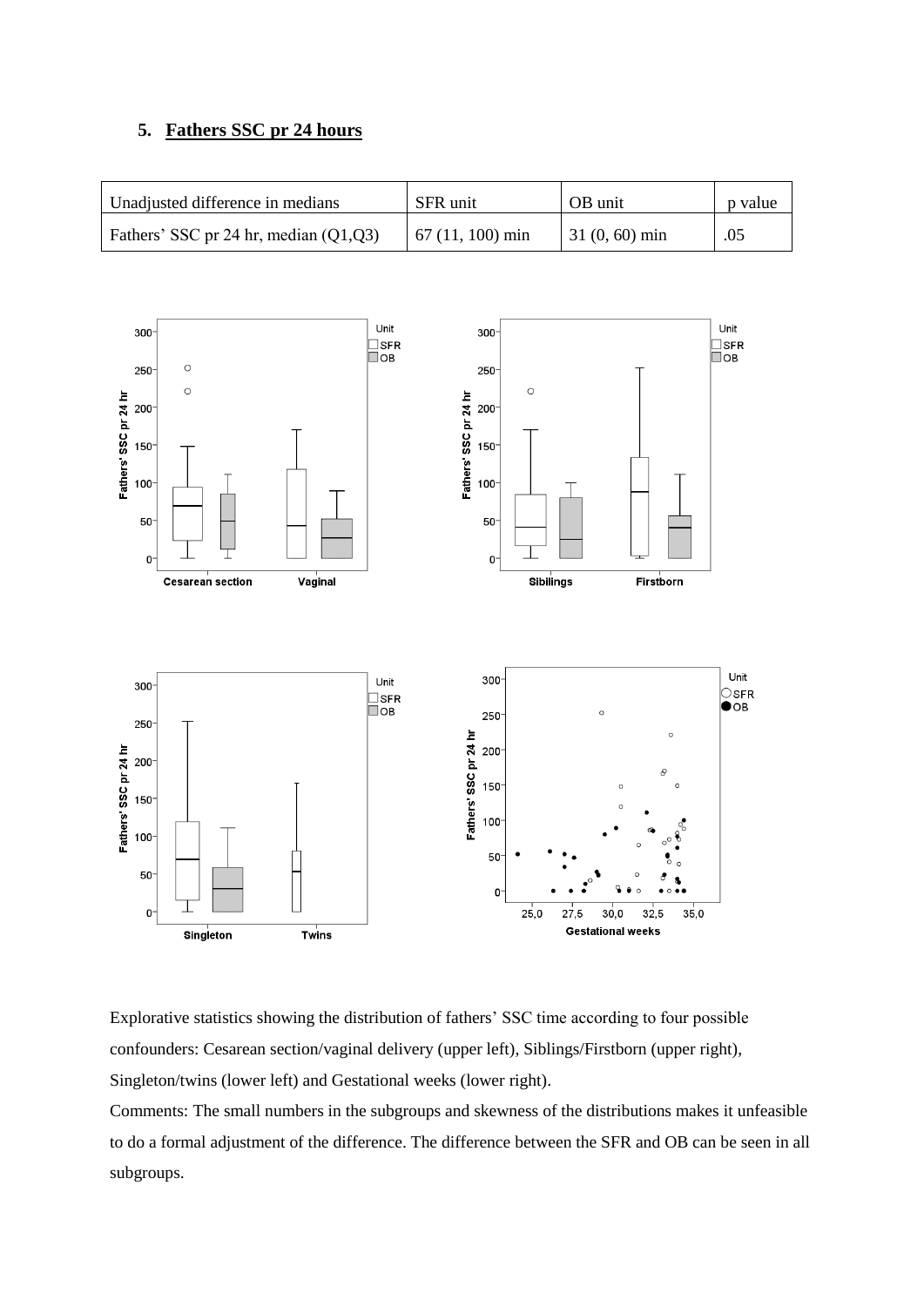## 5. Fathers SSC pr 24 hours

| Unadjusted difference in medians | SFR unit | OB unit | p value |
|---|---|---|---|
| Fathers' SSC pr 24 hr, median (Q1,Q3) | 67 (11, 100) min | 31 (0, 60) min | .05 |

Explorative statistics showing the distribution of fathers' SSC time according to four possible confounders: Cesarean section/vaginal delivery (upper left), Siblings/Firstborn (upper right), Singleton/twins (lower left) and Gestational weeks (lower right).

Comments: The small numbers in the subgroups and skewness of the distributions makes it unfeasible to do a formal adjustment of the difference. The difference between the SFR and OB can be seen in all subgroups.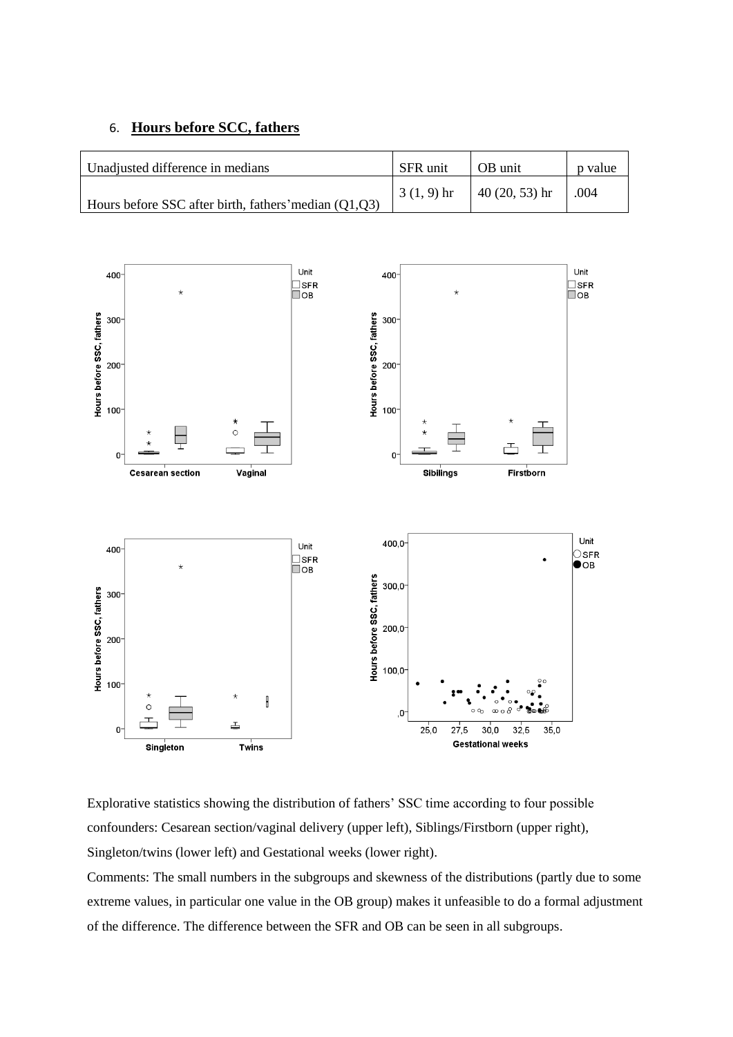6. **Hours before SCC, fathers**

| Unadjusted difference in medians | SFR unit | OB unit | p value |
| --- | --- | --- | --- |
| Hours before SSC after birth, fathers'median (Q1,Q3) | 3 (1, 9) hr | 40 (20, 53) hr | .004 |

Hours before SSC, fathers
400
300
200
100
0
Cesarean section
Vaginal
Unit
SFR
OB

Hours before SSC, fathers
400
300
200
100
0
Siblings
Firstborn
Unit
SFR
OB

Hours before SSC, fathers
400
300
200
100
0
Singleton
Twins
Unit
SFR
OB

Hours before SSC, fathers
400,0
300,0
200,0
100,0
,0
25,0
27,5
30,0
32,5
35,0
Gestational weeks
Unit
SFR
OB

Explorative statistics showing the distribution of fathers' SSC time according to four possible confounders: Cesarean section/vaginal delivery (upper left), Siblings/Firstborn (upper right), Singleton/twins (lower left) and Gestational weeks (lower right).

Comments: The small numbers in the subgroups and skewness of the distributions (partly due to some extreme values, in particular one value in the OB group) makes it unfeasible to do a formal adjustment of the difference. The difference between the SFR and OB can be seen in all subgroups.